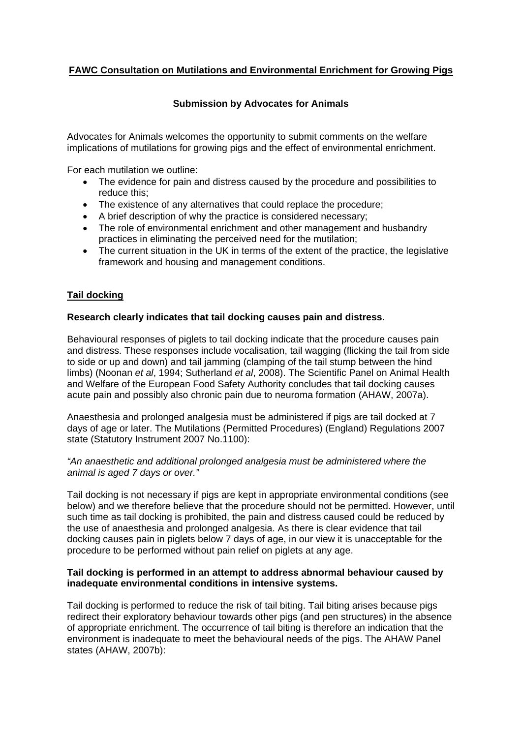# FAWC Consultation on Mutilations and Environmental Enrichment for Growing Pigs

## Submission by Advocates for Animals

Advocates for Animals welcomes the opportunity to submit comments on the welfare implications of mutilations for growing pigs and the effect of environmental enrichment.

For each mutilation we outline:

- The evidence for pain and distress caused by the procedure and possibilities to reduce this;
- The existence of any alternatives that could replace the procedure;
- A brief description of why the practice is considered necessary;
- The role of environmental enrichment and other management and husbandry practices in eliminating the perceived need for the mutilation;
- The current situation in the UK in terms of the extent of the practice, the legislative framework and housing and management conditions.

## Tail docking

**Research clearly indicates that tail docking causes pain and distress.**

Behavioural responses of piglets to tail docking indicate that the procedure causes pain and distress. These responses include vocalisation, tail wagging (flicking the tail from side to side or up and down) and tail jamming (clamping of the tail stump between the hind limbs) (Noonan *et al*, 1994; Sutherland *et al*, 2008). The Scientific Panel on Animal Health and Welfare of the European Food Safety Authority concludes that tail docking causes acute pain and possibly also chronic pain due to neuroma formation (AHAW, 2007a).

Anaesthesia and prolonged analgesia must be administered if pigs are tail docked at 7 days of age or later. The Mutilations (Permitted Procedures) (England) Regulations 2007 state (Statutory Instrument 2007 No.1100):

*"An anaesthetic and additional prolonged analgesia must be administered where the animal is aged 7 days or over."*

Tail docking is not necessary if pigs are kept in appropriate environmental conditions (see below) and we therefore believe that the procedure should not be permitted. However, until such time as tail docking is prohibited, the pain and distress caused could be reduced by the use of anaesthesia and prolonged analgesia. As there is clear evidence that tail docking causes pain in piglets below 7 days of age, in our view it is unacceptable for the procedure to be performed without pain relief on piglets at any age.

**Tail docking is performed in an attempt to address abnormal behaviour caused by inadequate environmental conditions in intensive systems.**

Tail docking is performed to reduce the risk of tail biting. Tail biting arises because pigs redirect their exploratory behaviour towards other pigs (and pen structures) in the absence of appropriate enrichment. The occurrence of tail biting is therefore an indication that the environment is inadequate to meet the behavioural needs of the pigs. The AHAW Panel states (AHAW, 2007b):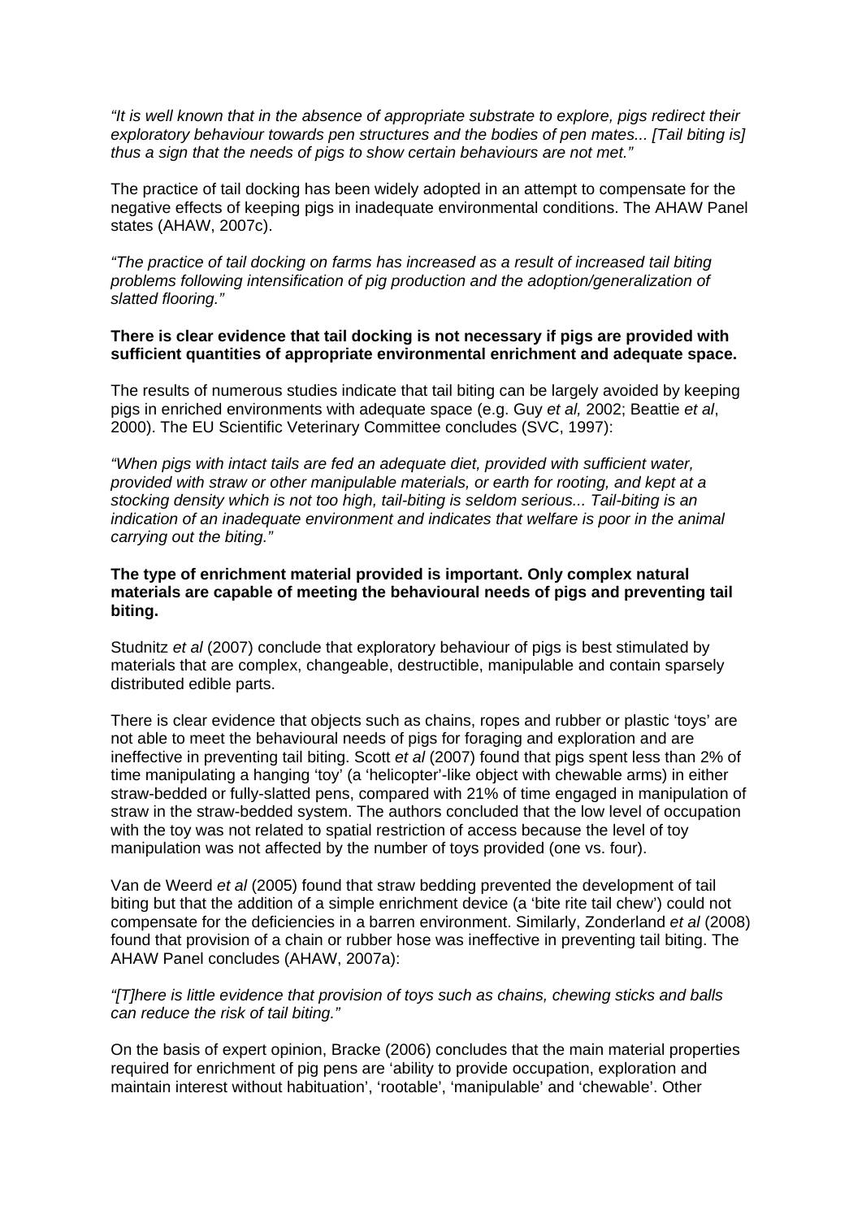*"It is well known that in the absence of appropriate substrate to explore, pigs redirect their exploratory behaviour towards pen structures and the bodies of pen mates... [Tail biting is] thus a sign that the needs of pigs to show certain behaviours are not met."*

The practice of tail docking has been widely adopted in an attempt to compensate for the negative effects of keeping pigs in inadequate environmental conditions. The AHAW Panel states (AHAW, 2007c).

*"The practice of tail docking on farms has increased as a result of increased tail biting problems following intensification of pig production and the adoption/generalization of slatted flooring."*

**There is clear evidence that tail docking is not necessary if pigs are provided with sufficient quantities of appropriate environmental enrichment and adequate space.**

The results of numerous studies indicate that tail biting can be largely avoided by keeping pigs in enriched environments with adequate space (e.g. Guy *et al,* 2002; Beattie *et al*, 2000). The EU Scientific Veterinary Committee concludes (SVC, 1997):

*"When pigs with intact tails are fed an adequate diet, provided with sufficient water, provided with straw or other manipulable materials, or earth for rooting, and kept at a stocking density which is not too high, tail-biting is seldom serious... Tail-biting is an indication of an inadequate environment and indicates that welfare is poor in the animal carrying out the biting."*

**The type of enrichment material provided is important. Only complex natural materials are capable of meeting the behavioural needs of pigs and preventing tail biting.**

Studnitz *et al* (2007) conclude that exploratory behaviour of pigs is best stimulated by materials that are complex, changeable, destructible, manipulable and contain sparsely distributed edible parts.

There is clear evidence that objects such as chains, ropes and rubber or plastic 'toys' are not able to meet the behavioural needs of pigs for foraging and exploration and are ineffective in preventing tail biting. Scott *et al* (2007) found that pigs spent less than 2% of time manipulating a hanging 'toy' (a 'helicopter'-like object with chewable arms) in either straw-bedded or fully-slatted pens, compared with 21% of time engaged in manipulation of straw in the straw-bedded system. The authors concluded that the low level of occupation with the toy was not related to spatial restriction of access because the level of toy manipulation was not affected by the number of toys provided (one vs. four).

Van de Weerd *et al* (2005) found that straw bedding prevented the development of tail biting but that the addition of a simple enrichment device (a 'bite rite tail chew') could not compensate for the deficiencies in a barren environment. Similarly, Zonderland *et al* (2008) found that provision of a chain or rubber hose was ineffective in preventing tail biting. The AHAW Panel concludes (AHAW, 2007a):

*"[T]here is little evidence that provision of toys such as chains, chewing sticks and balls can reduce the risk of tail biting."*

On the basis of expert opinion, Bracke (2006) concludes that the main material properties required for enrichment of pig pens are 'ability to provide occupation, exploration and maintain interest without habituation', 'rootable', 'manipulable' and 'chewable'. Other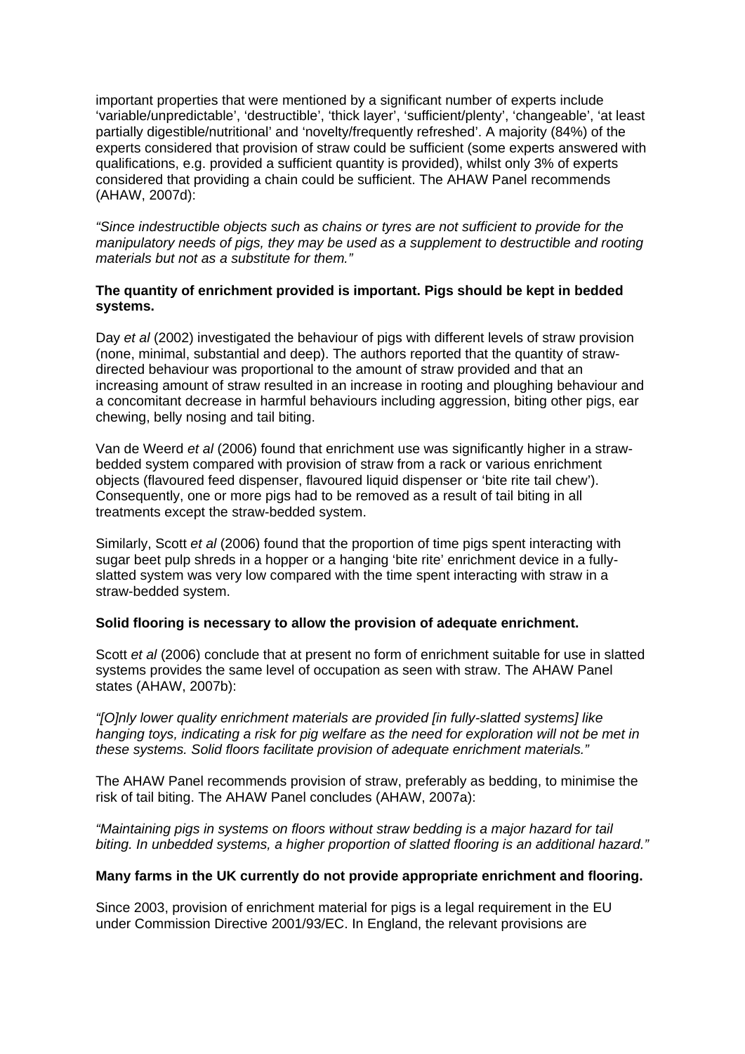important properties that were mentioned by a significant number of experts include 'variable/unpredictable', 'destructible', 'thick layer', 'sufficient/plenty', 'changeable', 'at least partially digestible/nutritional' and 'novelty/frequently refreshed'. A majority (84%) of the experts considered that provision of straw could be sufficient (some experts answered with qualifications, e.g. provided a sufficient quantity is provided), whilst only 3% of experts considered that providing a chain could be sufficient. The AHAW Panel recommends (AHAW, 2007d):

*"Since indestructible objects such as chains or tyres are not sufficient to provide for the manipulatory needs of pigs, they may be used as a supplement to destructible and rooting materials but not as a substitute for them."*

**The quantity of enrichment provided is important. Pigs should be kept in bedded systems.**

Day *et al* (2002) investigated the behaviour of pigs with different levels of straw provision (none, minimal, substantial and deep). The authors reported that the quantity of straw-directed behaviour was proportional to the amount of straw provided and that an increasing amount of straw resulted in an increase in rooting and ploughing behaviour and a concomitant decrease in harmful behaviours including aggression, biting other pigs, ear chewing, belly nosing and tail biting.

Van de Weerd *et al* (2006) found that enrichment use was significantly higher in a straw-bedded system compared with provision of straw from a rack or various enrichment objects (flavoured feed dispenser, flavoured liquid dispenser or 'bite rite tail chew'). Consequently, one or more pigs had to be removed as a result of tail biting in all treatments except the straw-bedded system.

Similarly, Scott *et al* (2006) found that the proportion of time pigs spent interacting with sugar beet pulp shreds in a hopper or a hanging 'bite rite' enrichment device in a fully-slatted system was very low compared with the time spent interacting with straw in a straw-bedded system.

**Solid flooring is necessary to allow the provision of adequate enrichment.**

Scott *et al* (2006) conclude that at present no form of enrichment suitable for use in slatted systems provides the same level of occupation as seen with straw. The AHAW Panel states (AHAW, 2007b):

*"[O]nly lower quality enrichment materials are provided [in fully-slatted systems] like hanging toys, indicating a risk for pig welfare as the need for exploration will not be met in these systems. Solid floors facilitate provision of adequate enrichment materials."*

The AHAW Panel recommends provision of straw, preferably as bedding, to minimise the risk of tail biting. The AHAW Panel concludes (AHAW, 2007a):

*"Maintaining pigs in systems on floors without straw bedding is a major hazard for tail biting. In unbedded systems, a higher proportion of slatted flooring is an additional hazard."*

**Many farms in the UK currently do not provide appropriate enrichment and flooring.**

Since 2003, provision of enrichment material for pigs is a legal requirement in the EU under Commission Directive 2001/93/EC. In England, the relevant provisions are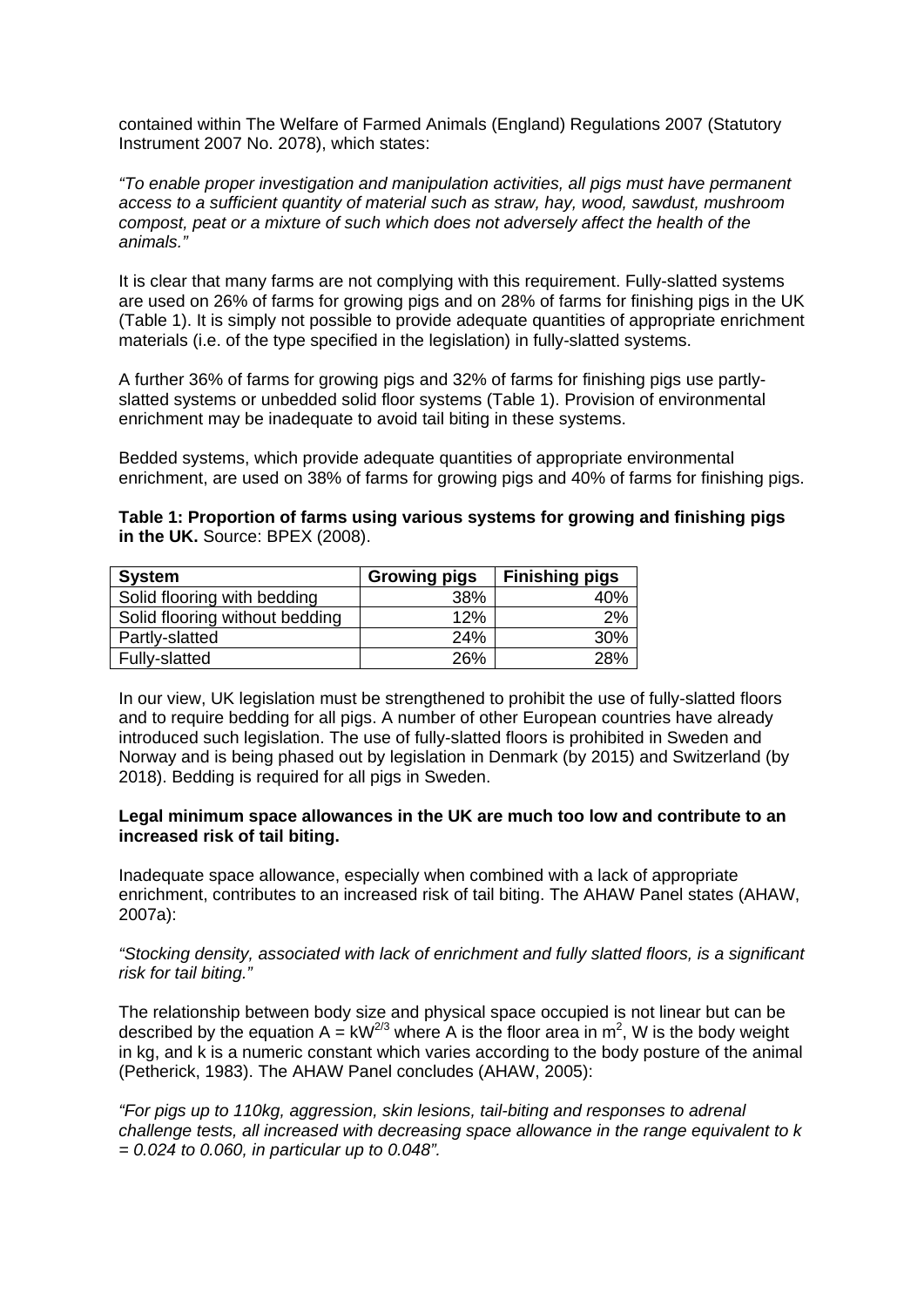contained within The Welfare of Farmed Animals (England) Regulations 2007 (Statutory Instrument 2007 No. 2078), which states:

*"To enable proper investigation and manipulation activities, all pigs must have permanent access to a sufficient quantity of material such as straw, hay, wood, sawdust, mushroom compost, peat or a mixture of such which does not adversely affect the health of the animals."*

It is clear that many farms are not complying with this requirement. Fully-slatted systems are used on 26% of farms for growing pigs and on 28% of farms for finishing pigs in the UK (Table 1). It is simply not possible to provide adequate quantities of appropriate enrichment materials (i.e. of the type specified in the legislation) in fully-slatted systems.

A further 36% of farms for growing pigs and 32% of farms for finishing pigs use partly-slatted systems or unbedded solid floor systems (Table 1). Provision of environmental enrichment may be inadequate to avoid tail biting in these systems.

Bedded systems, which provide adequate quantities of appropriate environmental enrichment, are used on 38% of farms for growing pigs and 40% of farms for finishing pigs.

**Table 1: Proportion of farms using various systems for growing and finishing pigs in the UK.** Source: BPEX (2008).

| System | Growing pigs | Finishing pigs |
|---|---:|---:|
| Solid flooring with bedding | 38% | 40% |
| Solid flooring without bedding | 12% | 2% |
| Partly-slatted | 24% | 30% |
| Fully-slatted | 26% | 28% |

In our view, UK legislation must be strengthened to prohibit the use of fully-slatted floors and to require bedding for all pigs. A number of other European countries have already introduced such legislation. The use of fully-slatted floors is prohibited in Sweden and Norway and is being phased out by legislation in Denmark (by 2015) and Switzerland (by 2018). Bedding is required for all pigs in Sweden.

**Legal minimum space allowances in the UK are much too low and contribute to an increased risk of tail biting.**

Inadequate space allowance, especially when combined with a lack of appropriate enrichment, contributes to an increased risk of tail biting. The AHAW Panel states (AHAW, 2007a):

*"Stocking density, associated with lack of enrichment and fully slatted floors, is a significant risk for tail biting."*

The relationship between body size and physical space occupied is not linear but can be described by the equation $A = kW^{2/3}$ where A is the floor area in $m^2$, W is the body weight in kg, and k is a numeric constant which varies according to the body posture of the animal (Petherick, 1983). The AHAW Panel concludes (AHAW, 2005):

*"For pigs up to 110kg, aggression, skin lesions, tail-biting and responses to adrenal challenge tests, all increased with decreasing space allowance in the range equivalent to k = 0.024 to 0.060, in particular up to 0.048".*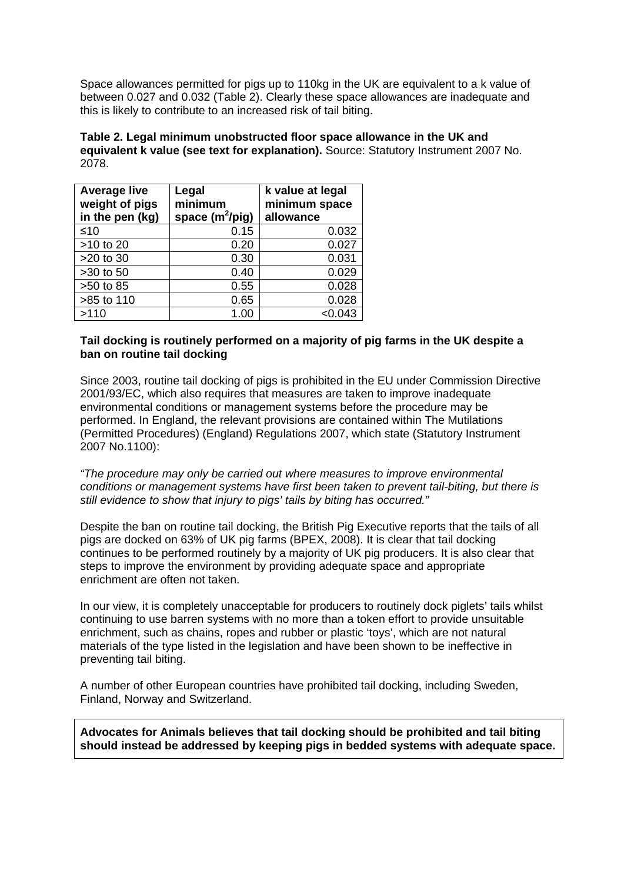Space allowances permitted for pigs up to 110kg in the UK are equivalent to a k value of between 0.027 and 0.032 (Table 2). Clearly these space allowances are inadequate and this is likely to contribute to an increased risk of tail biting.

**Table 2. Legal minimum unobstructed floor space allowance in the UK and equivalent k value (see text for explanation).** Source: Statutory Instrument 2007 No. 2078.

| Average live weight of pigs in the pen (kg) | Legal minimum space ($m^2$/pig) | k value at legal minimum space allowance |
|---|---|---|
| ≤10 | 0.15 | 0.032 |
| >10 to 20 | 0.20 | 0.027 |
| >20 to 30 | 0.30 | 0.031 |
| >30 to 50 | 0.40 | 0.029 |
| >50 to 85 | 0.55 | 0.028 |
| >85 to 110 | 0.65 | 0.028 |
| >110 | 1.00 | <0.043 |

**Tail docking is routinely performed on a majority of pig farms in the UK despite a ban on routine tail docking**

Since 2003, routine tail docking of pigs is prohibited in the EU under Commission Directive 2001/93/EC, which also requires that measures are taken to improve inadequate environmental conditions or management systems before the procedure may be performed. In England, the relevant provisions are contained within The Mutilations (Permitted Procedures) (England) Regulations 2007, which state (Statutory Instrument 2007 No.1100):

*"The procedure may only be carried out where measures to improve environmental conditions or management systems have first been taken to prevent tail-biting, but there is still evidence to show that injury to pigs' tails by biting has occurred."*

Despite the ban on routine tail docking, the British Pig Executive reports that the tails of all pigs are docked on 63% of UK pig farms (BPEX, 2008). It is clear that tail docking continues to be performed routinely by a majority of UK pig producers. It is also clear that steps to improve the environment by providing adequate space and appropriate enrichment are often not taken.

In our view, it is completely unacceptable for producers to routinely dock piglets' tails whilst continuing to use barren systems with no more than a token effort to provide unsuitable enrichment, such as chains, ropes and rubber or plastic 'toys', which are not natural materials of the type listed in the legislation and have been shown to be ineffective in preventing tail biting.

A number of other European countries have prohibited tail docking, including Sweden, Finland, Norway and Switzerland.

**Advocates for Animals believes that tail docking should be prohibited and tail biting should instead be addressed by keeping pigs in bedded systems with adequate space.**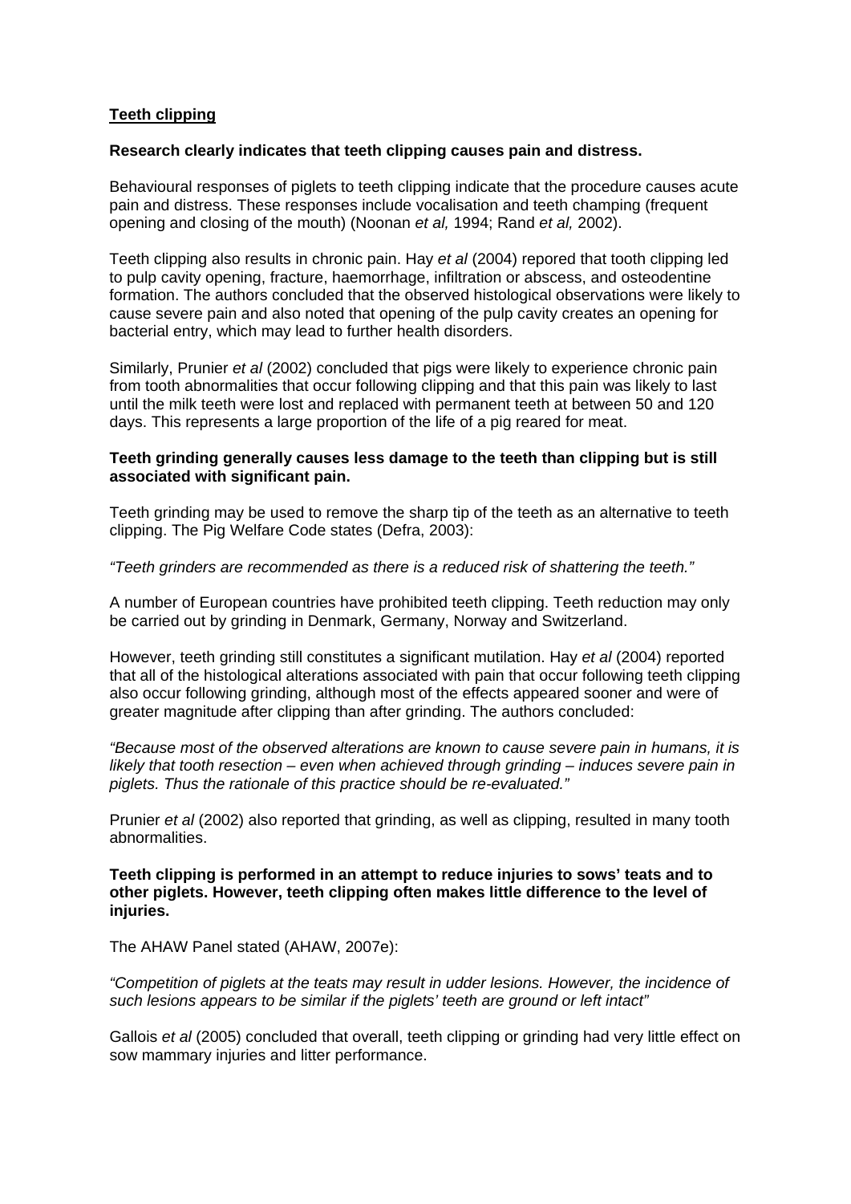## Teeth clipping

**Research clearly indicates that teeth clipping causes pain and distress.**

Behavioural responses of piglets to teeth clipping indicate that the procedure causes acute pain and distress. These responses include vocalisation and teeth champing (frequent opening and closing of the mouth) (Noonan *et al,* 1994; Rand *et al,* 2002).

Teeth clipping also results in chronic pain. Hay *et al* (2004) repored that tooth clipping led to pulp cavity opening, fracture, haemorrhage, infiltration or abscess, and osteodentine formation. The authors concluded that the observed histological observations were likely to cause severe pain and also noted that opening of the pulp cavity creates an opening for bacterial entry, which may lead to further health disorders.

Similarly, Prunier *et al* (2002) concluded that pigs were likely to experience chronic pain from tooth abnormalities that occur following clipping and that this pain was likely to last until the milk teeth were lost and replaced with permanent teeth at between 50 and 120 days. This represents a large proportion of the life of a pig reared for meat.

**Teeth grinding generally causes less damage to the teeth than clipping but is still associated with significant pain.**

Teeth grinding may be used to remove the sharp tip of the teeth as an alternative to teeth clipping. The Pig Welfare Code states (Defra, 2003):

*"Teeth grinders are recommended as there is a reduced risk of shattering the teeth."*

A number of European countries have prohibited teeth clipping. Teeth reduction may only be carried out by grinding in Denmark, Germany, Norway and Switzerland.

However, teeth grinding still constitutes a significant mutilation. Hay *et al* (2004) reported that all of the histological alterations associated with pain that occur following teeth clipping also occur following grinding, although most of the effects appeared sooner and were of greater magnitude after clipping than after grinding. The authors concluded:

*"Because most of the observed alterations are known to cause severe pain in humans, it is likely that tooth resection – even when achieved through grinding – induces severe pain in piglets. Thus the rationale of this practice should be re-evaluated."*

Prunier *et al* (2002) also reported that grinding, as well as clipping, resulted in many tooth abnormalities.

**Teeth clipping is performed in an attempt to reduce injuries to sows' teats and to other piglets. However, teeth clipping often makes little difference to the level of injuries.**

The AHAW Panel stated (AHAW, 2007e):

*"Competition of piglets at the teats may result in udder lesions. However, the incidence of such lesions appears to be similar if the piglets' teeth are ground or left intact"*

Gallois *et al* (2005) concluded that overall, teeth clipping or grinding had very little effect on sow mammary injuries and litter performance.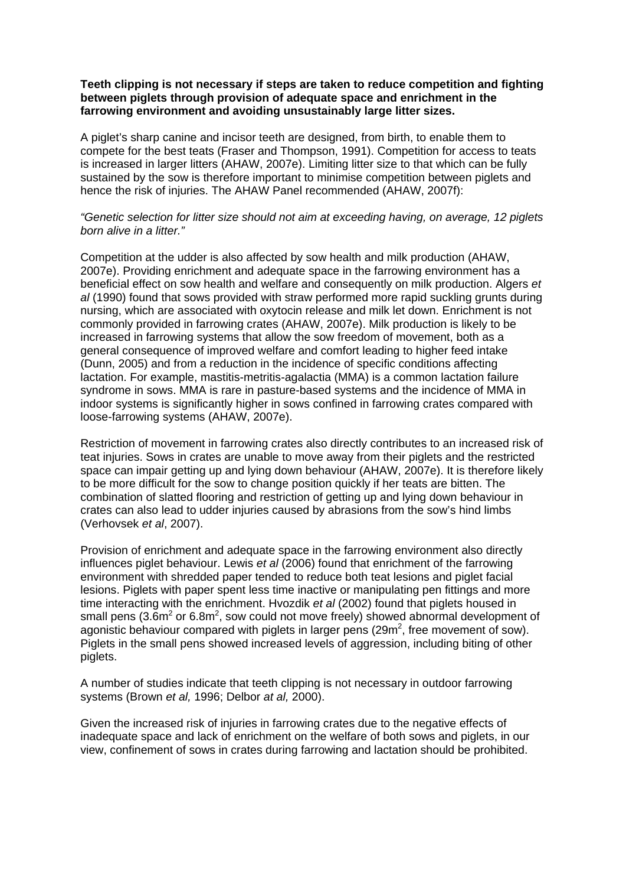**Teeth clipping is not necessary if steps are taken to reduce competition and fighting between piglets through provision of adequate space and enrichment in the farrowing environment and avoiding unsustainably large litter sizes.**

A piglet's sharp canine and incisor teeth are designed, from birth, to enable them to compete for the best teats (Fraser and Thompson, 1991). Competition for access to teats is increased in larger litters (AHAW, 2007e). Limiting litter size to that which can be fully sustained by the sow is therefore important to minimise competition between piglets and hence the risk of injuries. The AHAW Panel recommended (AHAW, 2007f):

*"Genetic selection for litter size should not aim at exceeding having, on average, 12 piglets born alive in a litter."*

Competition at the udder is also affected by sow health and milk production (AHAW, 2007e). Providing enrichment and adequate space in the farrowing environment has a beneficial effect on sow health and welfare and consequently on milk production. Algers *et al* (1990) found that sows provided with straw performed more rapid suckling grunts during nursing, which are associated with oxytocin release and milk let down. Enrichment is not commonly provided in farrowing crates (AHAW, 2007e). Milk production is likely to be increased in farrowing systems that allow the sow freedom of movement, both as a general consequence of improved welfare and comfort leading to higher feed intake (Dunn, 2005) and from a reduction in the incidence of specific conditions affecting lactation. For example, mastitis-metritis-agalactia (MMA) is a common lactation failure syndrome in sows. MMA is rare in pasture-based systems and the incidence of MMA in indoor systems is significantly higher in sows confined in farrowing crates compared with loose-farrowing systems (AHAW, 2007e).

Restriction of movement in farrowing crates also directly contributes to an increased risk of teat injuries. Sows in crates are unable to move away from their piglets and the restricted space can impair getting up and lying down behaviour (AHAW, 2007e). It is therefore likely to be more difficult for the sow to change position quickly if her teats are bitten. The combination of slatted flooring and restriction of getting up and lying down behaviour in crates can also lead to udder injuries caused by abrasions from the sow's hind limbs (Verhovsek *et al*, 2007).

Provision of enrichment and adequate space in the farrowing environment also directly influences piglet behaviour. Lewis *et al* (2006) found that enrichment of the farrowing environment with shredded paper tended to reduce both teat lesions and piglet facial lesions. Piglets with paper spent less time inactive or manipulating pen fittings and more time interacting with the enrichment. Hvozdik *et al* (2002) found that piglets housed in small pens (3.6m$^2$ or 6.8m$^2$, sow could not move freely) showed abnormal development of agonistic behaviour compared with piglets in larger pens (29m$^2$, free movement of sow). Piglets in the small pens showed increased levels of aggression, including biting of other piglets.

A number of studies indicate that teeth clipping is not necessary in outdoor farrowing systems (Brown *et al,* 1996; Delbor *at al,* 2000).

Given the increased risk of injuries in farrowing crates due to the negative effects of inadequate space and lack of enrichment on the welfare of both sows and piglets, in our view, confinement of sows in crates during farrowing and lactation should be prohibited.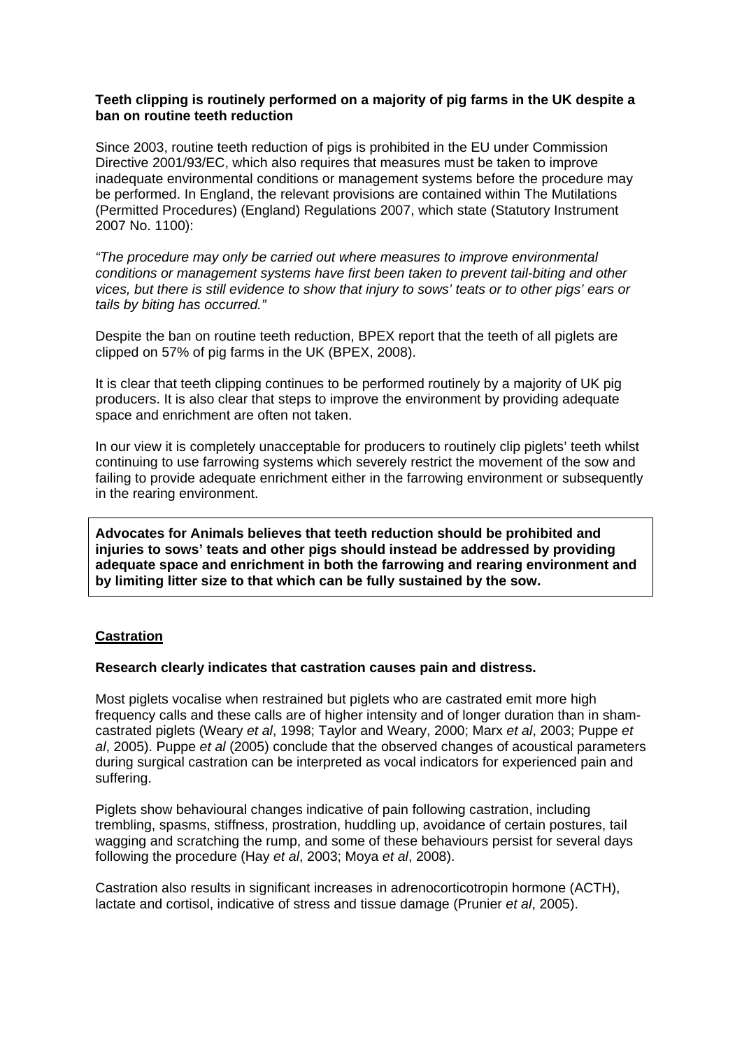**Teeth clipping is routinely performed on a majority of pig farms in the UK despite a ban on routine teeth reduction**

Since 2003, routine teeth reduction of pigs is prohibited in the EU under Commission Directive 2001/93/EC, which also requires that measures must be taken to improve inadequate environmental conditions or management systems before the procedure may be performed. In England, the relevant provisions are contained within The Mutilations (Permitted Procedures) (England) Regulations 2007, which state (Statutory Instrument 2007 No. 1100):

*"The procedure may only be carried out where measures to improve environmental conditions or management systems have first been taken to prevent tail-biting and other vices, but there is still evidence to show that injury to sows' teats or to other pigs' ears or tails by biting has occurred."*

Despite the ban on routine teeth reduction, BPEX report that the teeth of all piglets are clipped on 57% of pig farms in the UK (BPEX, 2008).

It is clear that teeth clipping continues to be performed routinely by a majority of UK pig producers. It is also clear that steps to improve the environment by providing adequate space and enrichment are often not taken.

In our view it is completely unacceptable for producers to routinely clip piglets' teeth whilst continuing to use farrowing systems which severely restrict the movement of the sow and failing to provide adequate enrichment either in the farrowing environment or subsequently in the rearing environment.

**Advocates for Animals believes that teeth reduction should be prohibited and injuries to sows' teats and other pigs should instead be addressed by providing adequate space and enrichment in both the farrowing and rearing environment and by limiting litter size to that which can be fully sustained by the sow.**

## Castration

**Research clearly indicates that castration causes pain and distress.**

Most piglets vocalise when restrained but piglets who are castrated emit more high frequency calls and these calls are of higher intensity and of longer duration than in sham-castrated piglets (Weary *et al*, 1998; Taylor and Weary, 2000; Marx *et al*, 2003; Puppe *et al*, 2005). Puppe *et al* (2005) conclude that the observed changes of acoustical parameters during surgical castration can be interpreted as vocal indicators for experienced pain and suffering.

Piglets show behavioural changes indicative of pain following castration, including trembling, spasms, stiffness, prostration, huddling up, avoidance of certain postures, tail wagging and scratching the rump, and some of these behaviours persist for several days following the procedure (Hay *et al*, 2003; Moya *et al*, 2008).

Castration also results in significant increases in adrenocorticotropin hormone (ACTH), lactate and cortisol, indicative of stress and tissue damage (Prunier *et al*, 2005).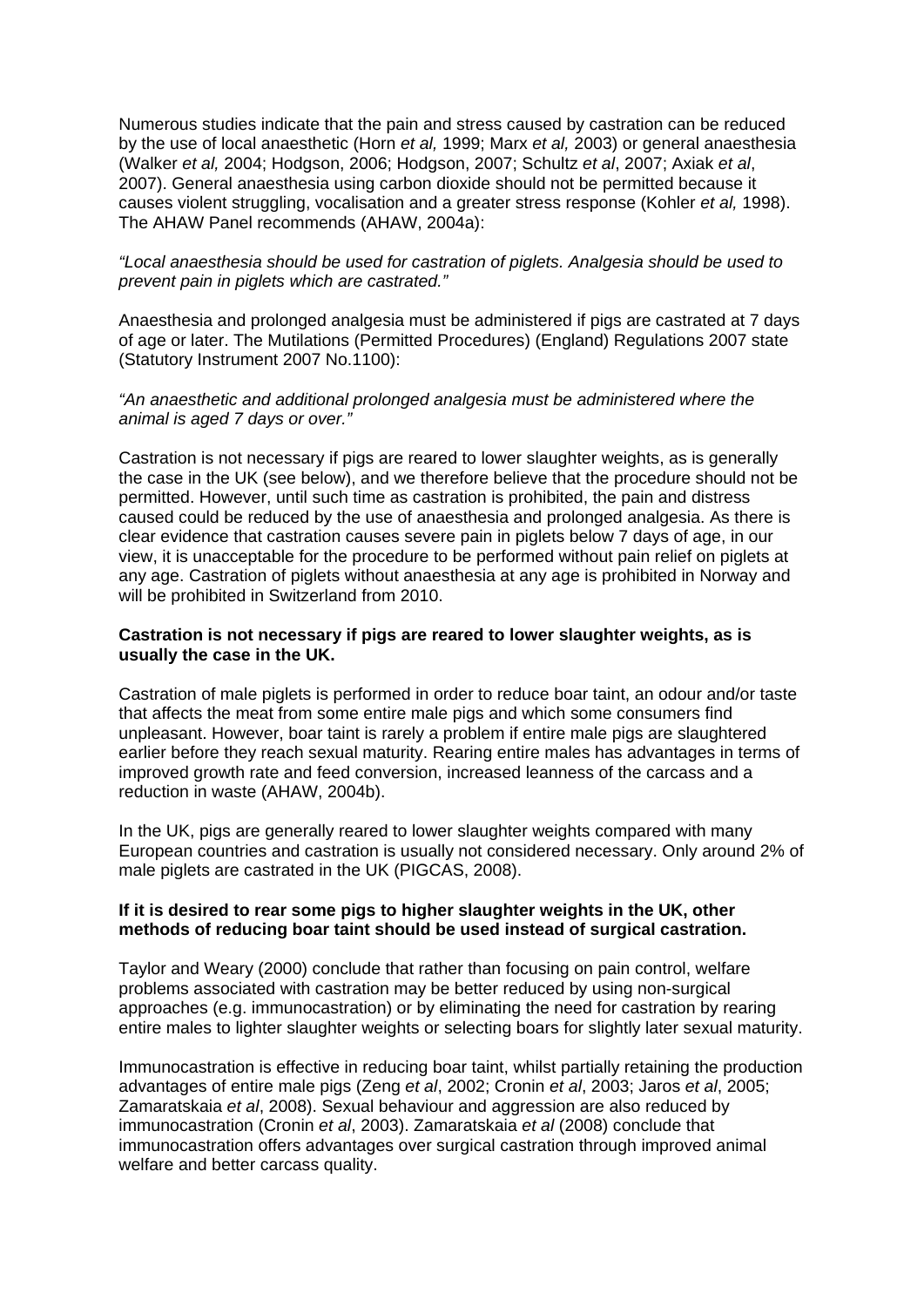Numerous studies indicate that the pain and stress caused by castration can be reduced by the use of local anaesthetic (Horn *et al,* 1999; Marx *et al,* 2003) or general anaesthesia (Walker *et al,* 2004; Hodgson, 2006; Hodgson, 2007; Schultz *et al*, 2007; Axiak *et al*, 2007). General anaesthesia using carbon dioxide should not be permitted because it causes violent struggling, vocalisation and a greater stress response (Kohler *et al,* 1998). The AHAW Panel recommends (AHAW, 2004a):

*"Local anaesthesia should be used for castration of piglets. Analgesia should be used to prevent pain in piglets which are castrated."*

Anaesthesia and prolonged analgesia must be administered if pigs are castrated at 7 days of age or later. The Mutilations (Permitted Procedures) (England) Regulations 2007 state (Statutory Instrument 2007 No.1100):

*"An anaesthetic and additional prolonged analgesia must be administered where the animal is aged 7 days or over."*

Castration is not necessary if pigs are reared to lower slaughter weights, as is generally the case in the UK (see below), and we therefore believe that the procedure should not be permitted. However, until such time as castration is prohibited, the pain and distress caused could be reduced by the use of anaesthesia and prolonged analgesia. As there is clear evidence that castration causes severe pain in piglets below 7 days of age, in our view, it is unacceptable for the procedure to be performed without pain relief on piglets at any age. Castration of piglets without anaesthesia at any age is prohibited in Norway and will be prohibited in Switzerland from 2010.

**Castration is not necessary if pigs are reared to lower slaughter weights, as is usually the case in the UK.**

Castration of male piglets is performed in order to reduce boar taint, an odour and/or taste that affects the meat from some entire male pigs and which some consumers find unpleasant. However, boar taint is rarely a problem if entire male pigs are slaughtered earlier before they reach sexual maturity. Rearing entire males has advantages in terms of improved growth rate and feed conversion, increased leanness of the carcass and a reduction in waste (AHAW, 2004b).

In the UK, pigs are generally reared to lower slaughter weights compared with many European countries and castration is usually not considered necessary. Only around 2% of male piglets are castrated in the UK (PIGCAS, 2008).

**If it is desired to rear some pigs to higher slaughter weights in the UK, other methods of reducing boar taint should be used instead of surgical castration.**

Taylor and Weary (2000) conclude that rather than focusing on pain control, welfare problems associated with castration may be better reduced by using non-surgical approaches (e.g. immunocastration) or by eliminating the need for castration by rearing entire males to lighter slaughter weights or selecting boars for slightly later sexual maturity.

Immunocastration is effective in reducing boar taint, whilst partially retaining the production advantages of entire male pigs (Zeng *et al*, 2002; Cronin *et al*, 2003; Jaros *et al*, 2005; Zamaratskaia *et al*, 2008). Sexual behaviour and aggression are also reduced by immunocastration (Cronin *et al*, 2003). Zamaratskaia *et al* (2008) conclude that immunocastration offers advantages over surgical castration through improved animal welfare and better carcass quality.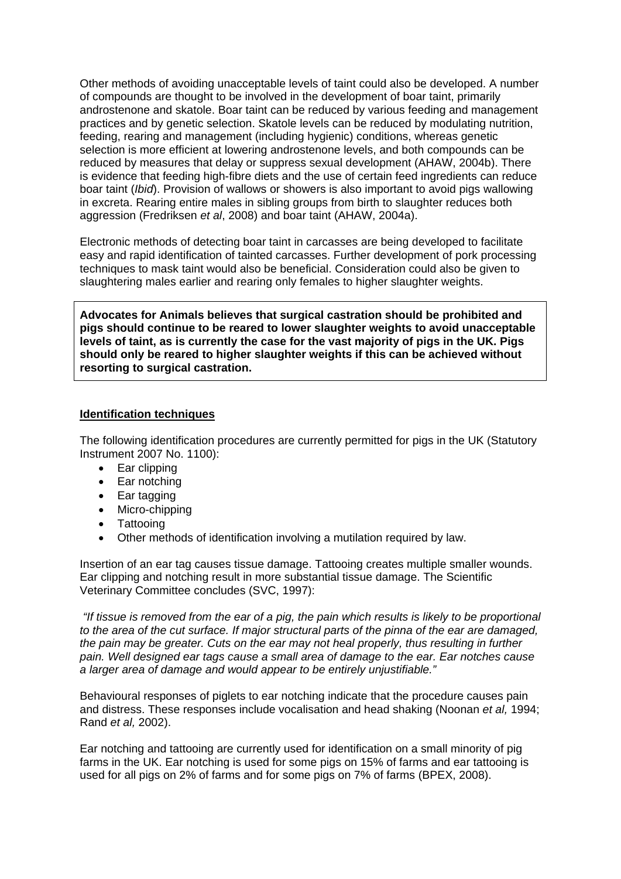Other methods of avoiding unacceptable levels of taint could also be developed. A number of compounds are thought to be involved in the development of boar taint, primarily androstenone and skatole. Boar taint can be reduced by various feeding and management practices and by genetic selection. Skatole levels can be reduced by modulating nutrition, feeding, rearing and management (including hygienic) conditions, whereas genetic selection is more efficient at lowering androstenone levels, and both compounds can be reduced by measures that delay or suppress sexual development (AHAW, 2004b). There is evidence that feeding high-fibre diets and the use of certain feed ingredients can reduce boar taint (*Ibid*). Provision of wallows or showers is also important to avoid pigs wallowing in excreta. Rearing entire males in sibling groups from birth to slaughter reduces both aggression (Fredriksen *et al*, 2008) and boar taint (AHAW, 2004a).

Electronic methods of detecting boar taint in carcasses are being developed to facilitate easy and rapid identification of tainted carcasses. Further development of pork processing techniques to mask taint would also be beneficial. Consideration could also be given to slaughtering males earlier and rearing only females to higher slaughter weights.

**Advocates for Animals believes that surgical castration should be prohibited and pigs should continue to be reared to lower slaughter weights to avoid unacceptable levels of taint, as is currently the case for the vast majority of pigs in the UK. Pigs should only be reared to higher slaughter weights if this can be achieved without resorting to surgical castration.**

## Identification techniques

The following identification procedures are currently permitted for pigs in the UK (Statutory Instrument 2007 No. 1100):

- Ear clipping
- Ear notching
- Ear tagging
- Micro-chipping
- Tattooing
- Other methods of identification involving a mutilation required by law.

Insertion of an ear tag causes tissue damage. Tattooing creates multiple smaller wounds. Ear clipping and notching result in more substantial tissue damage. The Scientific Veterinary Committee concludes (SVC, 1997):

*"If tissue is removed from the ear of a pig, the pain which results is likely to be proportional to the area of the cut surface. If major structural parts of the pinna of the ear are damaged, the pain may be greater. Cuts on the ear may not heal properly, thus resulting in further pain. Well designed ear tags cause a small area of damage to the ear. Ear notches cause a larger area of damage and would appear to be entirely unjustifiable."*

Behavioural responses of piglets to ear notching indicate that the procedure causes pain and distress. These responses include vocalisation and head shaking (Noonan *et al,* 1994; Rand *et al,* 2002).

Ear notching and tattooing are currently used for identification on a small minority of pig farms in the UK. Ear notching is used for some pigs on 15% of farms and ear tattooing is used for all pigs on 2% of farms and for some pigs on 7% of farms (BPEX, 2008).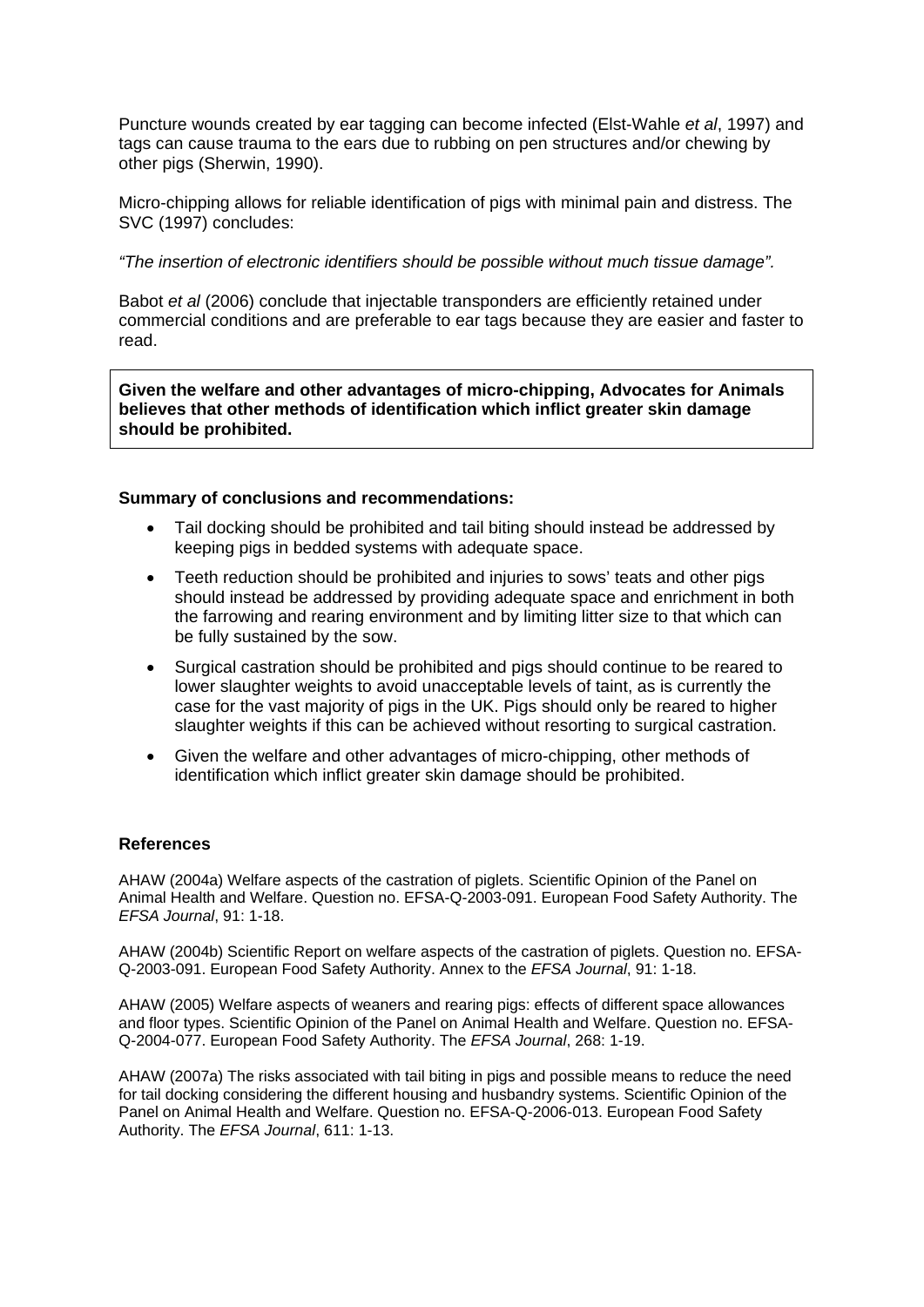Puncture wounds created by ear tagging can become infected (Elst-Wahle *et al*, 1997) and tags can cause trauma to the ears due to rubbing on pen structures and/or chewing by other pigs (Sherwin, 1990).

Micro-chipping allows for reliable identification of pigs with minimal pain and distress. The SVC (1997) concludes:

*"The insertion of electronic identifiers should be possible without much tissue damage".*

Babot *et al* (2006) conclude that injectable transponders are efficiently retained under commercial conditions and are preferable to ear tags because they are easier and faster to read.

**Given the welfare and other advantages of micro-chipping, Advocates for Animals believes that other methods of identification which inflict greater skin damage should be prohibited.**

**Summary of conclusions and recommendations:**

- Tail docking should be prohibited and tail biting should instead be addressed by keeping pigs in bedded systems with adequate space.
- Teeth reduction should be prohibited and injuries to sows' teats and other pigs should instead be addressed by providing adequate space and enrichment in both the farrowing and rearing environment and by limiting litter size to that which can be fully sustained by the sow.
- Surgical castration should be prohibited and pigs should continue to be reared to lower slaughter weights to avoid unacceptable levels of taint, as is currently the case for the vast majority of pigs in the UK. Pigs should only be reared to higher slaughter weights if this can be achieved without resorting to surgical castration.
- Given the welfare and other advantages of micro-chipping, other methods of identification which inflict greater skin damage should be prohibited.

**References**

AHAW (2004a) Welfare aspects of the castration of piglets. Scientific Opinion of the Panel on Animal Health and Welfare. Question no. EFSA-Q-2003-091. European Food Safety Authority. The *EFSA Journal*, 91: 1-18.

AHAW (2004b) Scientific Report on welfare aspects of the castration of piglets. Question no. EFSA-Q-2003-091. European Food Safety Authority. Annex to the *EFSA Journal*, 91: 1-18.

AHAW (2005) Welfare aspects of weaners and rearing pigs: effects of different space allowances and floor types. Scientific Opinion of the Panel on Animal Health and Welfare. Question no. EFSA-Q-2004-077. European Food Safety Authority. The *EFSA Journal*, 268: 1-19.

AHAW (2007a) The risks associated with tail biting in pigs and possible means to reduce the need for tail docking considering the different housing and husbandry systems. Scientific Opinion of the Panel on Animal Health and Welfare. Question no. EFSA-Q-2006-013. European Food Safety Authority. The *EFSA Journal*, 611: 1-13.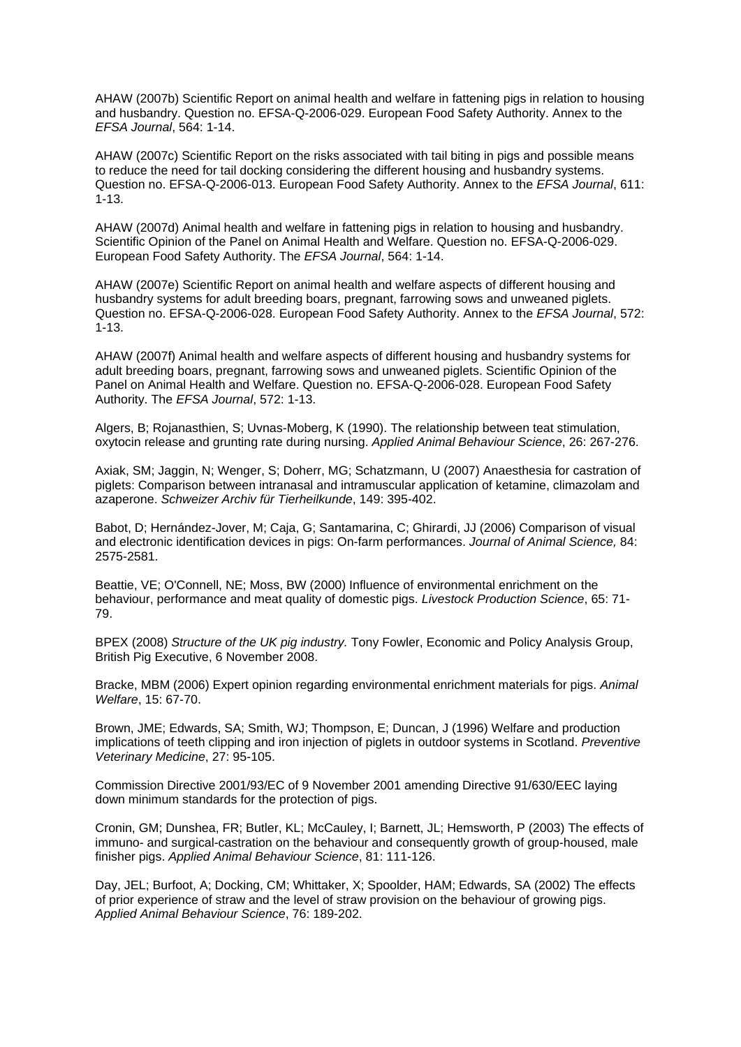AHAW (2007b) Scientific Report on animal health and welfare in fattening pigs in relation to housing and husbandry. Question no. EFSA-Q-2006-029. European Food Safety Authority. Annex to the *EFSA Journal*, 564: 1-14.

AHAW (2007c) Scientific Report on the risks associated with tail biting in pigs and possible means to reduce the need for tail docking considering the different housing and husbandry systems. Question no. EFSA-Q-2006-013. European Food Safety Authority. Annex to the *EFSA Journal*, 611: 1-13.

AHAW (2007d) Animal health and welfare in fattening pigs in relation to housing and husbandry. Scientific Opinion of the Panel on Animal Health and Welfare. Question no. EFSA-Q-2006-029. European Food Safety Authority. The *EFSA Journal*, 564: 1-14.

AHAW (2007e) Scientific Report on animal health and welfare aspects of different housing and husbandry systems for adult breeding boars, pregnant, farrowing sows and unweaned piglets. Question no. EFSA-Q-2006-028. European Food Safety Authority. Annex to the *EFSA Journal*, 572: 1-13.

AHAW (2007f) Animal health and welfare aspects of different housing and husbandry systems for adult breeding boars, pregnant, farrowing sows and unweaned piglets. Scientific Opinion of the Panel on Animal Health and Welfare. Question no. EFSA-Q-2006-028. European Food Safety Authority. The *EFSA Journal*, 572: 1-13.

Algers, B; Rojanasthien, S; Uvnas-Moberg, K (1990). The relationship between teat stimulation, oxytocin release and grunting rate during nursing. *Applied Animal Behaviour Science*, 26: 267-276.

Axiak, SM; Jaggin, N; Wenger, S; Doherr, MG; Schatzmann, U (2007) Anaesthesia for castration of piglets: Comparison between intranasal and intramuscular application of ketamine, climazolam and azaperone. *Schweizer Archiv für Tierheilkunde*, 149: 395-402.

Babot, D; Hernández-Jover, M; Caja, G; Santamarina, C; Ghirardi, JJ (2006) Comparison of visual and electronic identification devices in pigs: On-farm performances. *Journal of Animal Science,* 84: 2575-2581.

Beattie, VE; O'Connell, NE; Moss, BW (2000) Influence of environmental enrichment on the behaviour, performance and meat quality of domestic pigs. *Livestock Production Science*, 65: 71-79.

BPEX (2008) *Structure of the UK pig industry.* Tony Fowler, Economic and Policy Analysis Group, British Pig Executive, 6 November 2008.

Bracke, MBM (2006) Expert opinion regarding environmental enrichment materials for pigs. *Animal Welfare*, 15: 67-70.

Brown, JME; Edwards, SA; Smith, WJ; Thompson, E; Duncan, J (1996) Welfare and production implications of teeth clipping and iron injection of piglets in outdoor systems in Scotland. *Preventive Veterinary Medicine*, 27: 95-105.

Commission Directive 2001/93/EC of 9 November 2001 amending Directive 91/630/EEC laying down minimum standards for the protection of pigs.

Cronin, GM; Dunshea, FR; Butler, KL; McCauley, I; Barnett, JL; Hemsworth, P (2003) The effects of immuno- and surgical-castration on the behaviour and consequently growth of group-housed, male finisher pigs. *Applied Animal Behaviour Science*, 81: 111-126.

Day, JEL; Burfoot, A; Docking, CM; Whittaker, X; Spoolder, HAM; Edwards, SA (2002) The effects of prior experience of straw and the level of straw provision on the behaviour of growing pigs. *Applied Animal Behaviour Science*, 76: 189-202.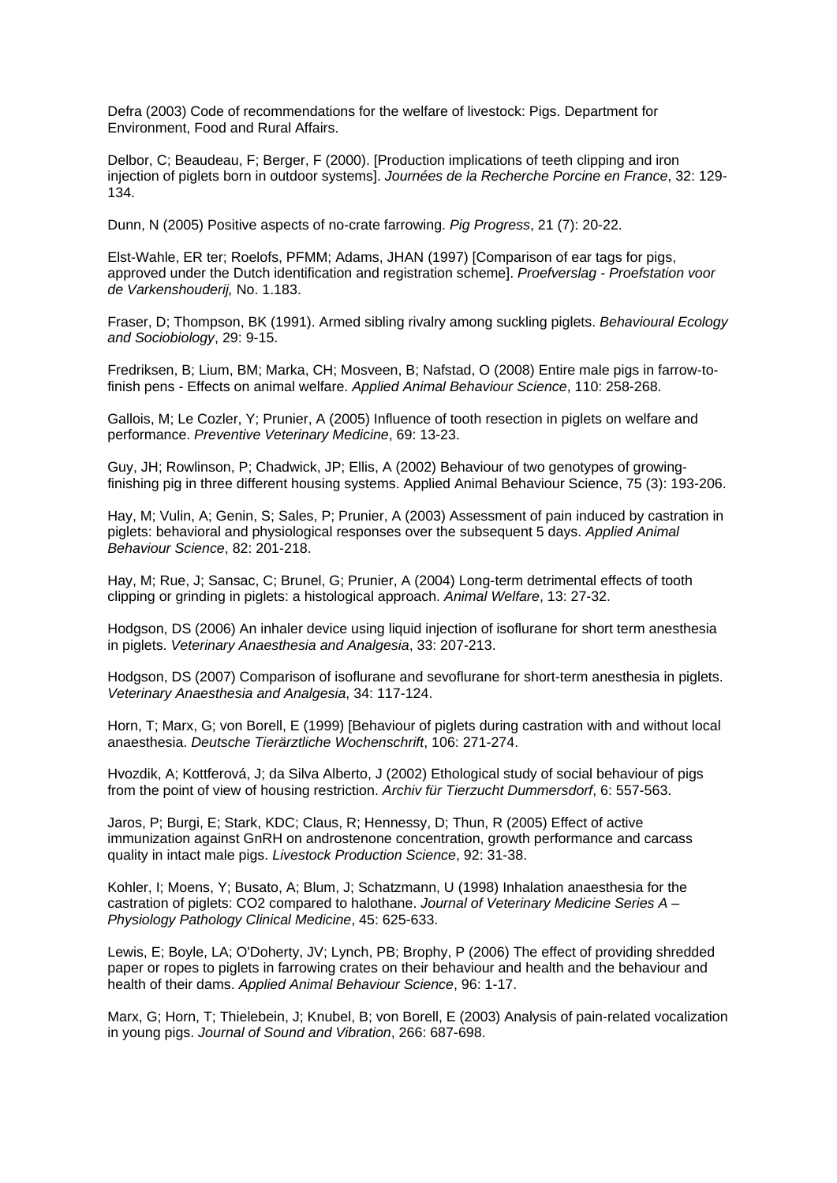Defra (2003) Code of recommendations for the welfare of livestock: Pigs. Department for Environment, Food and Rural Affairs.

Delbor, C; Beaudeau, F; Berger, F (2000). [Production implications of teeth clipping and iron injection of piglets born in outdoor systems]. *Journées de la Recherche Porcine en France*, 32: 129-134.

Dunn, N (2005) Positive aspects of no-crate farrowing. *Pig Progress*, 21 (7): 20-22.

Elst-Wahle, ER ter; Roelofs, PFMM; Adams, JHAN (1997) [Comparison of ear tags for pigs, approved under the Dutch identification and registration scheme]. *Proefverslag - Proefstation voor de Varkenshouderij,* No. 1.183.

Fraser, D; Thompson, BK (1991). Armed sibling rivalry among suckling piglets. *Behavioural Ecology and Sociobiology*, 29: 9-15.

Fredriksen, B; Lium, BM; Marka, CH; Mosveen, B; Nafstad, O (2008) Entire male pigs in farrow-to-finish pens - Effects on animal welfare. *Applied Animal Behaviour Science*, 110: 258-268.

Gallois, M; Le Cozler, Y; Prunier, A (2005) Influence of tooth resection in piglets on welfare and performance. *Preventive Veterinary Medicine*, 69: 13-23.

Guy, JH; Rowlinson, P; Chadwick, JP; Ellis, A (2002) Behaviour of two genotypes of growing-finishing pig in three different housing systems. Applied Animal Behaviour Science, 75 (3): 193-206.

Hay, M; Vulin, A; Genin, S; Sales, P; Prunier, A (2003) Assessment of pain induced by castration in piglets: behavioral and physiological responses over the subsequent 5 days. *Applied Animal Behaviour Science*, 82: 201-218.

Hay, M; Rue, J; Sansac, C; Brunel, G; Prunier, A (2004) Long-term detrimental effects of tooth clipping or grinding in piglets: a histological approach. *Animal Welfare*, 13: 27-32.

Hodgson, DS (2006) An inhaler device using liquid injection of isoflurane for short term anesthesia in piglets. *Veterinary Anaesthesia and Analgesia*, 33: 207-213.

Hodgson, DS (2007) Comparison of isoflurane and sevoflurane for short-term anesthesia in piglets. *Veterinary Anaesthesia and Analgesia*, 34: 117-124.

Horn, T; Marx, G; von Borell, E (1999) [Behaviour of piglets during castration with and without local anaesthesia. *Deutsche Tierärztliche Wochenschrift*, 106: 271-274.

Hvozdik, A; Kottferová, J; da Silva Alberto, J (2002) Ethological study of social behaviour of pigs from the point of view of housing restriction. *Archiv für Tierzucht Dummersdorf*, 6: 557-563.

Jaros, P; Burgi, E; Stark, KDC; Claus, R; Hennessy, D; Thun, R (2005) Effect of active immunization against GnRH on androstenone concentration, growth performance and carcass quality in intact male pigs. *Livestock Production Science*, 92: 31-38.

Kohler, I; Moens, Y; Busato, A; Blum, J; Schatzmann, U (1998) Inhalation anaesthesia for the castration of piglets: CO2 compared to halothane. *Journal of Veterinary Medicine Series A – Physiology Pathology Clinical Medicine*, 45: 625-633.

Lewis, E; Boyle, LA; O'Doherty, JV; Lynch, PB; Brophy, P (2006) The effect of providing shredded paper or ropes to piglets in farrowing crates on their behaviour and health and the behaviour and health of their dams. *Applied Animal Behaviour Science*, 96: 1-17.

Marx, G; Horn, T; Thielebein, J; Knubel, B; von Borell, E (2003) Analysis of pain-related vocalization in young pigs. *Journal of Sound and Vibration*, 266: 687-698.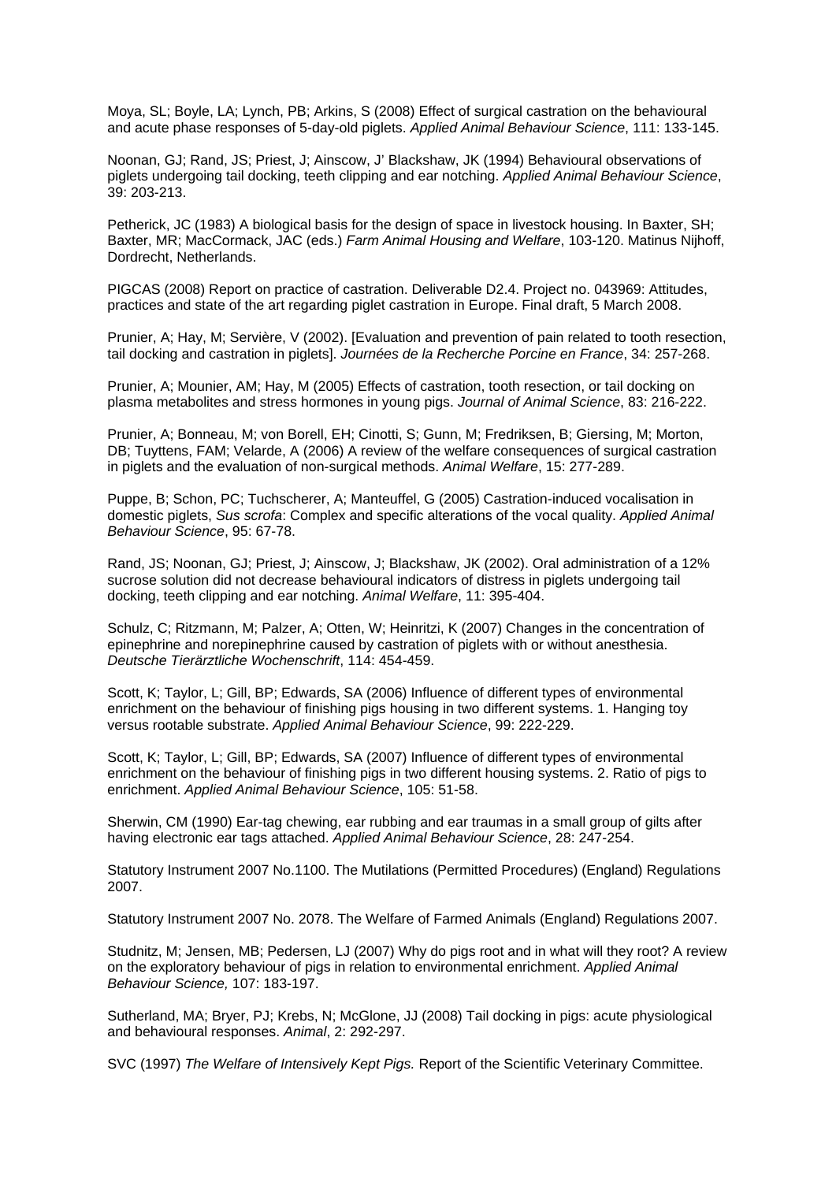Moya, SL; Boyle, LA; Lynch, PB; Arkins, S (2008) Effect of surgical castration on the behavioural and acute phase responses of 5-day-old piglets. *Applied Animal Behaviour Science*, 111: 133-145.

Noonan, GJ; Rand, JS; Priest, J; Ainscow, J' Blackshaw, JK (1994) Behavioural observations of piglets undergoing tail docking, teeth clipping and ear notching. *Applied Animal Behaviour Science*, 39: 203-213.

Petherick, JC (1983) A biological basis for the design of space in livestock housing. In Baxter, SH; Baxter, MR; MacCormack, JAC (eds.) *Farm Animal Housing and Welfare*, 103-120. Matinus Nijhoff, Dordrecht, Netherlands.

PIGCAS (2008) Report on practice of castration. Deliverable D2.4. Project no. 043969: Attitudes, practices and state of the art regarding piglet castration in Europe. Final draft, 5 March 2008.

Prunier, A; Hay, M; Servière, V (2002). [Evaluation and prevention of pain related to tooth resection, tail docking and castration in piglets]. *Journées de la Recherche Porcine en France*, 34: 257-268.

Prunier, A; Mounier, AM; Hay, M (2005) Effects of castration, tooth resection, or tail docking on plasma metabolites and stress hormones in young pigs. *Journal of Animal Science*, 83: 216-222.

Prunier, A; Bonneau, M; von Borell, EH; Cinotti, S; Gunn, M; Fredriksen, B; Giersing, M; Morton, DB; Tuyttens, FAM; Velarde, A (2006) A review of the welfare consequences of surgical castration in piglets and the evaluation of non-surgical methods. *Animal Welfare*, 15: 277-289.

Puppe, B; Schon, PC; Tuchscherer, A; Manteuffel, G (2005) Castration-induced vocalisation in domestic piglets, *Sus scrofa*: Complex and specific alterations of the vocal quality. *Applied Animal Behaviour Science*, 95: 67-78.

Rand, JS; Noonan, GJ; Priest, J; Ainscow, J; Blackshaw, JK (2002). Oral administration of a 12% sucrose solution did not decrease behavioural indicators of distress in piglets undergoing tail docking, teeth clipping and ear notching. *Animal Welfare*, 11: 395-404.

Schulz, C; Ritzmann, M; Palzer, A; Otten, W; Heinritzi, K (2007) Changes in the concentration of epinephrine and norepinephrine caused by castration of piglets with or without anesthesia. *Deutsche Tierärztliche Wochenschrift*, 114: 454-459.

Scott, K; Taylor, L; Gill, BP; Edwards, SA (2006) Influence of different types of environmental enrichment on the behaviour of finishing pigs housing in two different systems. 1. Hanging toy versus rootable substrate. *Applied Animal Behaviour Science*, 99: 222-229.

Scott, K; Taylor, L; Gill, BP; Edwards, SA (2007) Influence of different types of environmental enrichment on the behaviour of finishing pigs in two different housing systems. 2. Ratio of pigs to enrichment. *Applied Animal Behaviour Science*, 105: 51-58.

Sherwin, CM (1990) Ear-tag chewing, ear rubbing and ear traumas in a small group of gilts after having electronic ear tags attached. *Applied Animal Behaviour Science*, 28: 247-254.

Statutory Instrument 2007 No.1100. The Mutilations (Permitted Procedures) (England) Regulations 2007.

Statutory Instrument 2007 No. 2078. The Welfare of Farmed Animals (England) Regulations 2007.

Studnitz, M; Jensen, MB; Pedersen, LJ (2007) Why do pigs root and in what will they root? A review on the exploratory behaviour of pigs in relation to environmental enrichment. *Applied Animal Behaviour Science,* 107: 183-197.

Sutherland, MA; Bryer, PJ; Krebs, N; McGlone, JJ (2008) Tail docking in pigs: acute physiological and behavioural responses. *Animal*, 2: 292-297.

SVC (1997) *The Welfare of Intensively Kept Pigs.* Report of the Scientific Veterinary Committee.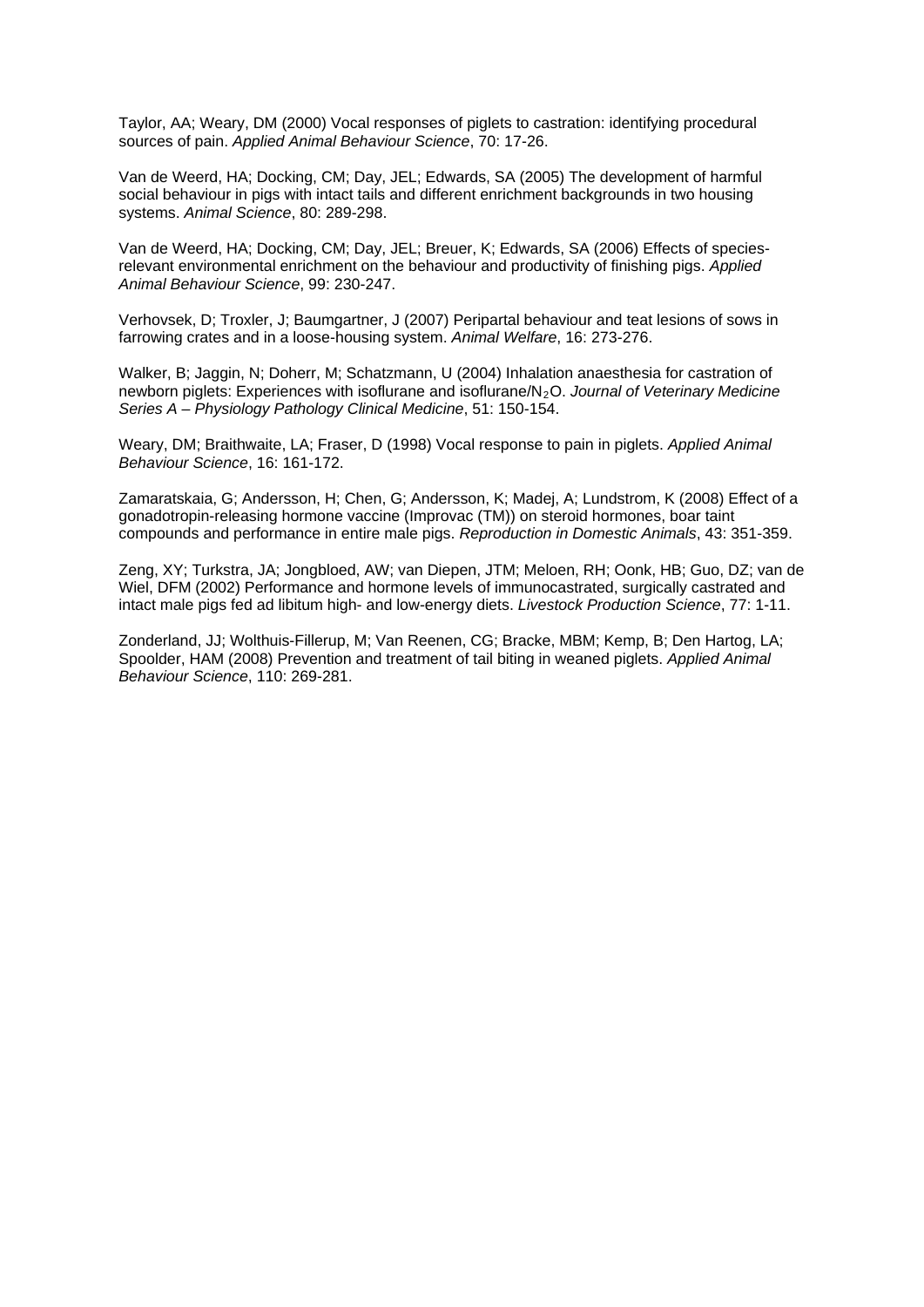Taylor, AA; Weary, DM (2000) Vocal responses of piglets to castration: identifying procedural sources of pain. *Applied Animal Behaviour Science*, 70: 17-26.

Van de Weerd, HA; Docking, CM; Day, JEL; Edwards, SA (2005) The development of harmful social behaviour in pigs with intact tails and different enrichment backgrounds in two housing systems. *Animal Science*, 80: 289-298.

Van de Weerd, HA; Docking, CM; Day, JEL; Breuer, K; Edwards, SA (2006) Effects of species-relevant environmental enrichment on the behaviour and productivity of finishing pigs. *Applied Animal Behaviour Science*, 99: 230-247.

Verhovsek, D; Troxler, J; Baumgartner, J (2007) Peripartal behaviour and teat lesions of sows in farrowing crates and in a loose-housing system. *Animal Welfare*, 16: 273-276.

Walker, B; Jaggin, N; Doherr, M; Schatzmann, U (2004) Inhalation anaesthesia for castration of newborn piglets: Experiences with isoflurane and isoflurane/$N_2O$. *Journal of Veterinary Medicine Series A – Physiology Pathology Clinical Medicine*, 51: 150-154.

Weary, DM; Braithwaite, LA; Fraser, D (1998) Vocal response to pain in piglets. *Applied Animal Behaviour Science*, 16: 161-172.

Zamaratskaia, G; Andersson, H; Chen, G; Andersson, K; Madej, A; Lundstrom, K (2008) Effect of a gonadotropin-releasing hormone vaccine (Improvac (TM)) on steroid hormones, boar taint compounds and performance in entire male pigs. *Reproduction in Domestic Animals*, 43: 351-359.

Zeng, XY; Turkstra, JA; Jongbloed, AW; van Diepen, JTM; Meloen, RH; Oonk, HB; Guo, DZ; van de Wiel, DFM (2002) Performance and hormone levels of immunocastrated, surgically castrated and intact male pigs fed ad libitum high- and low-energy diets. *Livestock Production Science*, 77: 1-11.

Zonderland, JJ; Wolthuis-Fillerup, M; Van Reenen, CG; Bracke, MBM; Kemp, B; Den Hartog, LA; Spoolder, HAM (2008) Prevention and treatment of tail biting in weaned piglets. *Applied Animal Behaviour Science*, 110: 269-281.